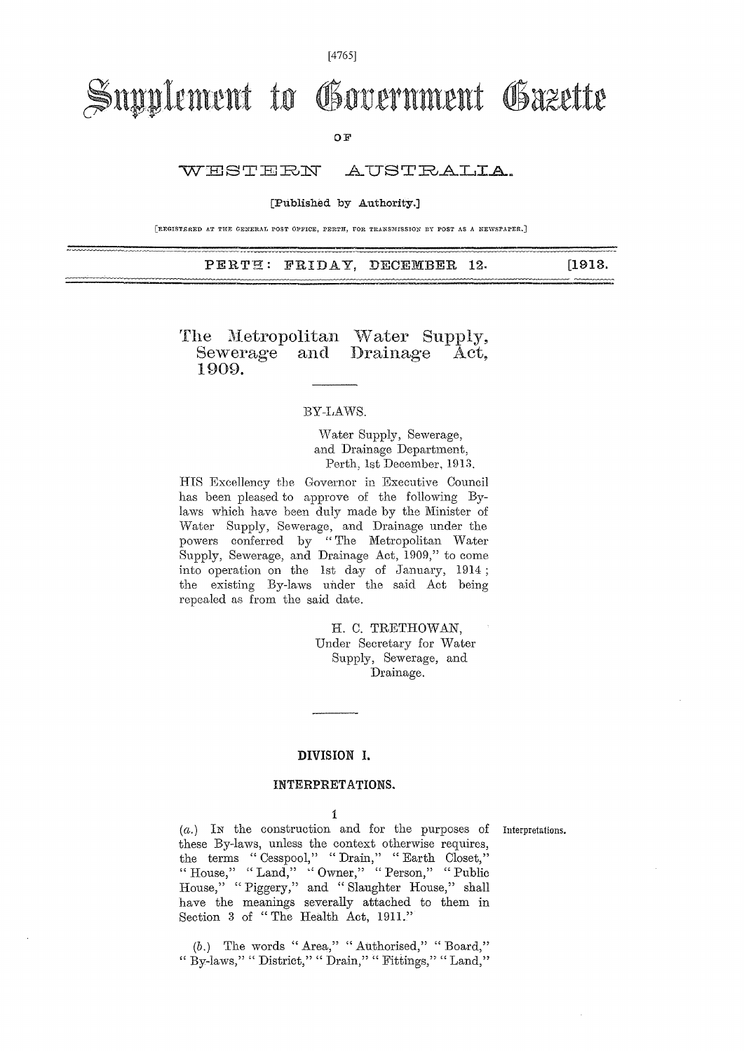[4765]

# Supplement to Government Gazette

OF

## WESTERN AUSTRALIA.

[Published by Authority.]

[REGISTERED AT THE GENERAL POST OFFICE, PERTH, FOR TRANSMISSION BY POST AS A NEWSPAPER.]

PERTH: FRIDAY, DECEMBER 12. [1913.

## The Metropolitan Water Supply, Sewerage and Drainage Act, 1909.

BY-LAWS.

Water Supply, Sewerage, and Drainage Department, Perth, 1st December, 1913.

HIS Excellency the Governor in Executive Council has been pleased to approve of the following By-laws which have been duly made by the Minister of Water Supply, Sewerage, and Drainage under the powers conferred by "The Metropolitan Water Supply, Sewerage, and Drainage Act, 1909," to come into operation on the 1st day of January, 1914; the existing By-laws under the said Act being repealed as from the said date.

H. C. TRETHOWAN,
Under Secretary for Water Supply, Sewerage, and Drainage.

### DIVISION I.

### INTERPRETATIONS.

1

Interpretations.

(*a*.) IN the construction and for the purposes of these By-laws, unless the context otherwise requires, the terms "Cesspool," "Drain," "Earth Closet," "House," "Land," "Owner," "Person," "Public House," "Piggery," and "Slaughter House," shall have the meanings severally attached to them in Section 3 of "The Health Act, 1911."

(*b*.) The words "Area," "Authorised," "Board," "By-laws," "District," "Drain," "Fittings," "Land,"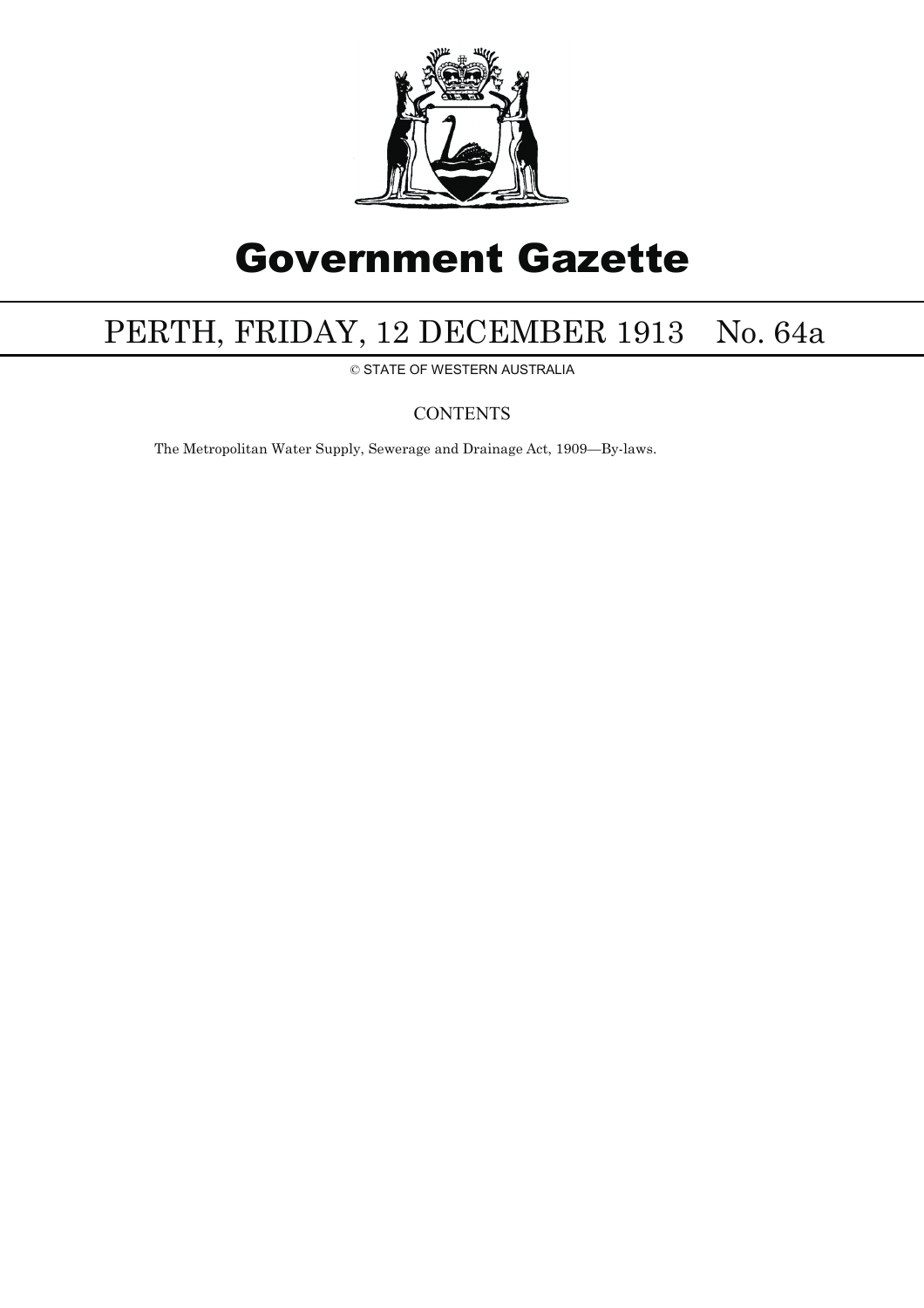# Government Gazette

## PERTH, FRIDAY, 12 DECEMBER 1913 No. 64a

© STATE OF WESTERN AUSTRALIA

CONTENTS

The Metropolitan Water Supply, Sewerage and Drainage Act, 1909—By-laws.